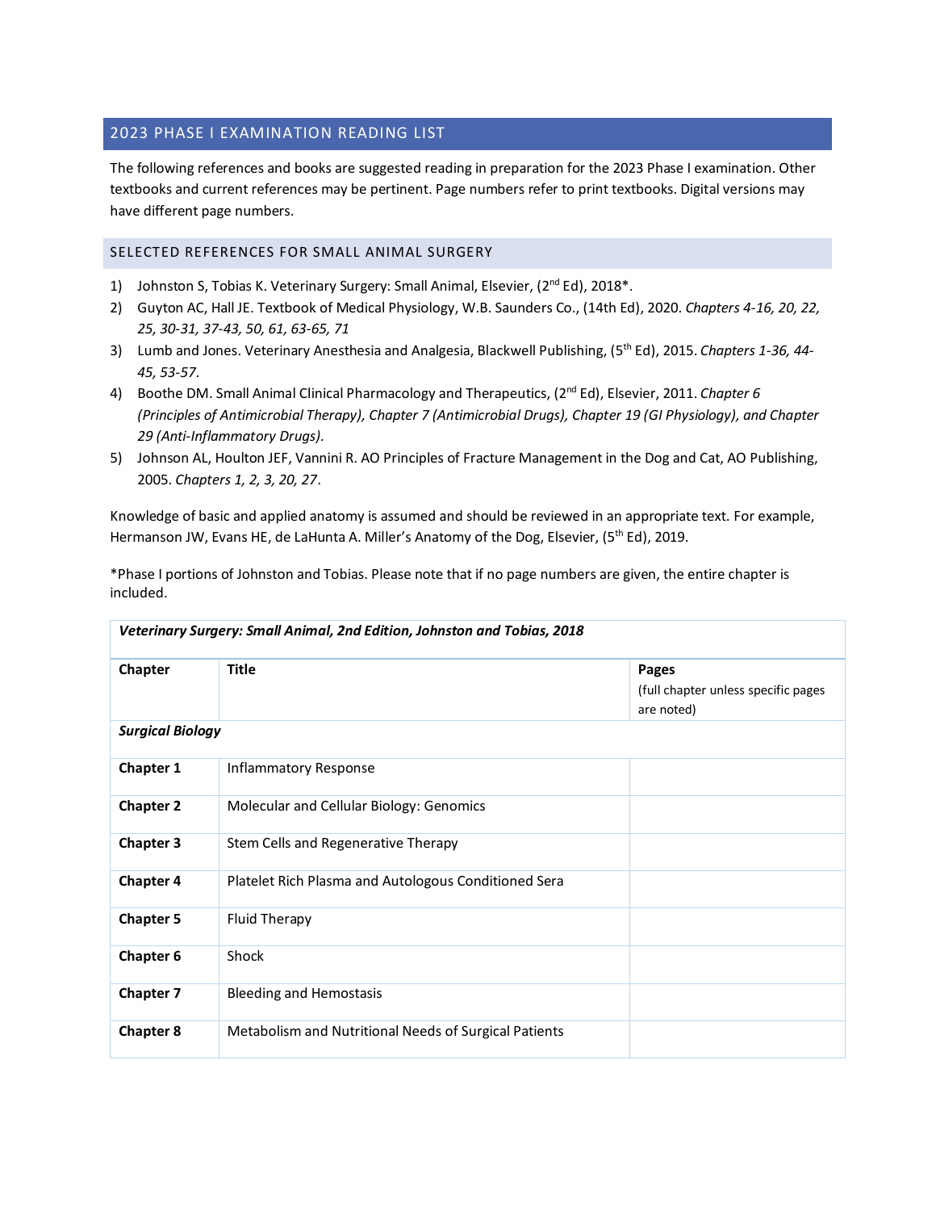# 2023 PHASE I EXAMINATION READING LIST

The following references and books are suggested reading in preparation for the 2023 Phase I examination. Other textbooks and current references may be pertinent. Page numbers refer to print textbooks. Digital versions may have different page numbers.

## SELECTED REFERENCES FOR SMALL ANIMAL SURGERY

1) Johnston S, Tobias K. Veterinary Surgery: Small Animal, Elsevier, (2nd Ed), 2018*.
2) Guyton AC, Hall JE. Textbook of Medical Physiology, W.B. Saunders Co., (14th Ed), 2020. *Chapters 4-16, 20, 22, 25, 30-31, 37-43, 50, 61, 63-65, 71*
3) Lumb and Jones. Veterinary Anesthesia and Analgesia, Blackwell Publishing, (5th Ed), 2015. *Chapters 1-36, 44-45, 53-57*.
4) Boothe DM. Small Animal Clinical Pharmacology and Therapeutics, (2nd Ed), Elsevier, 2011. *Chapter 6 (Principles of Antimicrobial Therapy), Chapter 7 (Antimicrobial Drugs), Chapter 19 (GI Physiology), and Chapter 29 (Anti-Inflammatory Drugs).*
5) Johnson AL, Houlton JEF, Vannini R. AO Principles of Fracture Management in the Dog and Cat, AO Publishing, 2005. *Chapters 1, 2, 3, 20, 27*.

Knowledge of basic and applied anatomy is assumed and should be reviewed in an appropriate text. For example, Hermanson JW, Evans HE, de LaHunta A. Miller's Anatomy of the Dog, Elsevier, (5th Ed), 2019.

*Phase I portions of Johnston and Tobias. Please note that if no page numbers are given, the entire chapter is included.

| ***Veterinary Surgery: Small Animal, 2nd Edition, Johnston and Tobias, 2018*** | | |
|---|---|---|
| **Chapter** | **Title** | **Pages** (full chapter unless specific pages are noted) |
| ***Surgical Biology*** | | |
| **Chapter 1** | Inflammatory Response | |
| **Chapter 2** | Molecular and Cellular Biology: Genomics | |
| **Chapter 3** | Stem Cells and Regenerative Therapy | |
| **Chapter 4** | Platelet Rich Plasma and Autologous Conditioned Sera | |
| **Chapter 5** | Fluid Therapy | |
| **Chapter 6** | Shock | |
| **Chapter 7** | Bleeding and Hemostasis | |
| **Chapter 8** | Metabolism and Nutritional Needs of Surgical Patients | |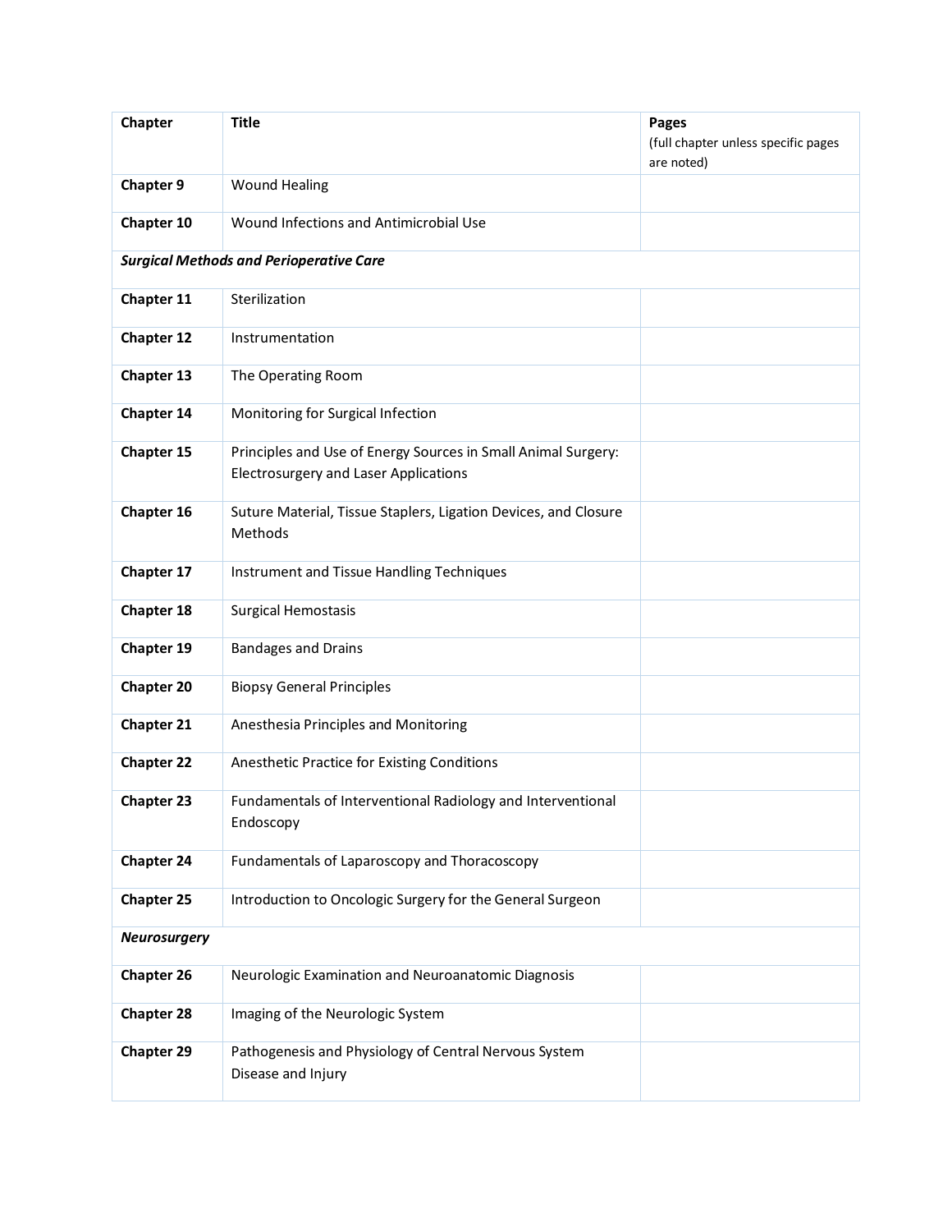| Chapter | Title | Pages (full chapter unless specific pages are noted) |
|---|---|---|
| **Chapter 9** | Wound Healing | |
| **Chapter 10** | Wound Infections and Antimicrobial Use | |
| ***Surgical Methods and Perioperative Care*** | | |
| **Chapter 11** | Sterilization | |
| **Chapter 12** | Instrumentation | |
| **Chapter 13** | The Operating Room | |
| **Chapter 14** | Monitoring for Surgical Infection | |
| **Chapter 15** | Principles and Use of Energy Sources in Small Animal Surgery: Electrosurgery and Laser Applications | |
| **Chapter 16** | Suture Material, Tissue Staplers, Ligation Devices, and Closure Methods | |
| **Chapter 17** | Instrument and Tissue Handling Techniques | |
| **Chapter 18** | Surgical Hemostasis | |
| **Chapter 19** | Bandages and Drains | |
| **Chapter 20** | Biopsy General Principles | |
| **Chapter 21** | Anesthesia Principles and Monitoring | |
| **Chapter 22** | Anesthetic Practice for Existing Conditions | |
| **Chapter 23** | Fundamentals of Interventional Radiology and Interventional Endoscopy | |
| **Chapter 24** | Fundamentals of Laparoscopy and Thoracoscopy | |
| **Chapter 25** | Introduction to Oncologic Surgery for the General Surgeon | |
| ***Neurosurgery*** | | |
| **Chapter 26** | Neurologic Examination and Neuroanatomic Diagnosis | |
| **Chapter 28** | Imaging of the Neurologic System | |
| **Chapter 29** | Pathogenesis and Physiology of Central Nervous System Disease and Injury | |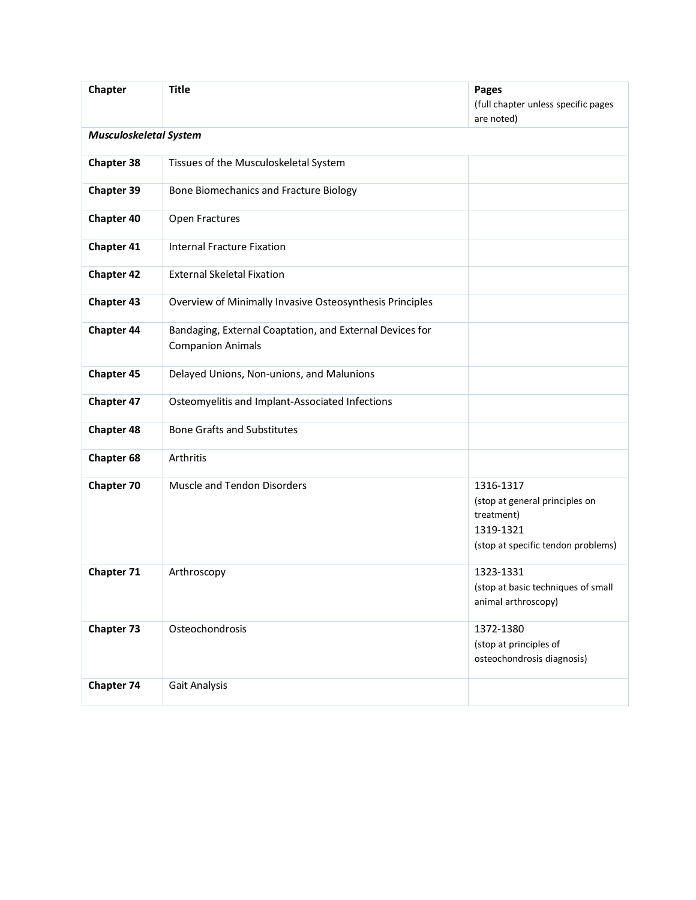| Chapter | Title | Pages (full chapter unless specific pages are noted) |
| --- | --- | --- |
| ***Musculoskeletal System*** | | |
| **Chapter 38** | Tissues of the Musculoskeletal System | |
| **Chapter 39** | Bone Biomechanics and Fracture Biology | |
| **Chapter 40** | Open Fractures | |
| **Chapter 41** | Internal Fracture Fixation | |
| **Chapter 42** | External Skeletal Fixation | |
| **Chapter 43** | Overview of Minimally Invasive Osteosynthesis Principles | |
| **Chapter 44** | Bandaging, External Coaptation, and External Devices for Companion Animals | |
| **Chapter 45** | Delayed Unions, Non-unions, and Malunions | |
| **Chapter 47** | Osteomyelitis and Implant-Associated Infections | |
| **Chapter 48** | Bone Grafts and Substitutes | |
| **Chapter 68** | Arthritis | |
| **Chapter 70** | Muscle and Tendon Disorders | 1316-1317 (stop at general principles on treatment) 1319-1321 (stop at specific tendon problems) |
| **Chapter 71** | Arthroscopy | 1323-1331 (stop at basic techniques of small animal arthroscopy) |
| **Chapter 73** | Osteochondrosis | 1372-1380 (stop at principles of osteochondrosis diagnosis) |
| **Chapter 74** | Gait Analysis | |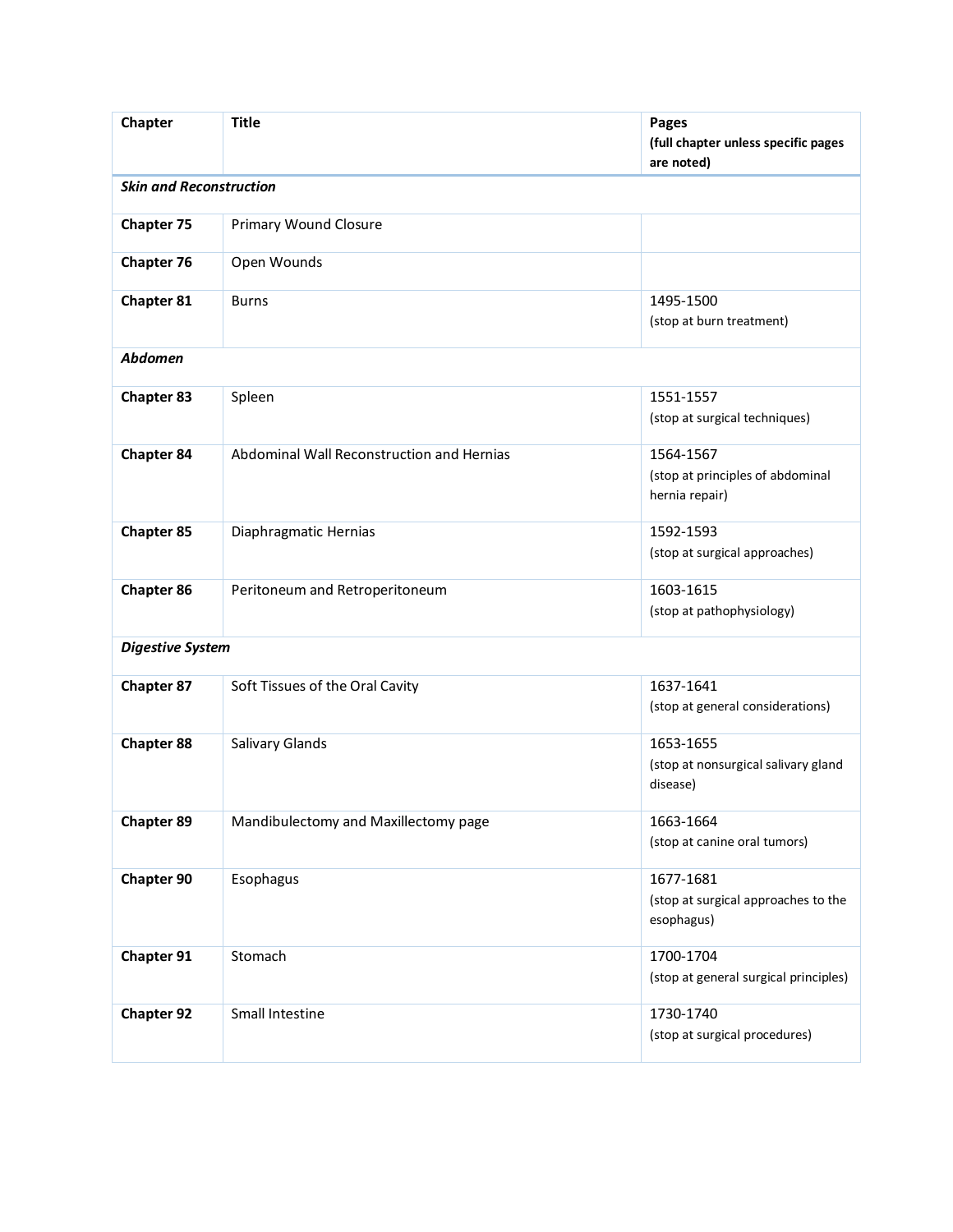| Chapter | Title | Pages (full chapter unless specific pages are noted) |
|---|---|---|
| ***Skin and Reconstruction*** | | |
| **Chapter 75** | Primary Wound Closure | |
| **Chapter 76** | Open Wounds | |
| **Chapter 81** | Burns | 1495-1500 (stop at burn treatment) |
| ***Abdomen*** | | |
| **Chapter 83** | Spleen | 1551-1557 (stop at surgical techniques) |
| **Chapter 84** | Abdominal Wall Reconstruction and Hernias | 1564-1567 (stop at principles of abdominal hernia repair) |
| **Chapter 85** | Diaphragmatic Hernias | 1592-1593 (stop at surgical approaches) |
| **Chapter 86** | Peritoneum and Retroperitoneum | 1603-1615 (stop at pathophysiology) |
| ***Digestive System*** | | |
| **Chapter 87** | Soft Tissues of the Oral Cavity | 1637-1641 (stop at general considerations) |
| **Chapter 88** | Salivary Glands | 1653-1655 (stop at nonsurgical salivary gland disease) |
| **Chapter 89** | Mandibulectomy and Maxillectomy page | 1663-1664 (stop at canine oral tumors) |
| **Chapter 90** | Esophagus | 1677-1681 (stop at surgical approaches to the esophagus) |
| **Chapter 91** | Stomach | 1700-1704 (stop at general surgical principles) |
| **Chapter 92** | Small Intestine | 1730-1740 (stop at surgical procedures) |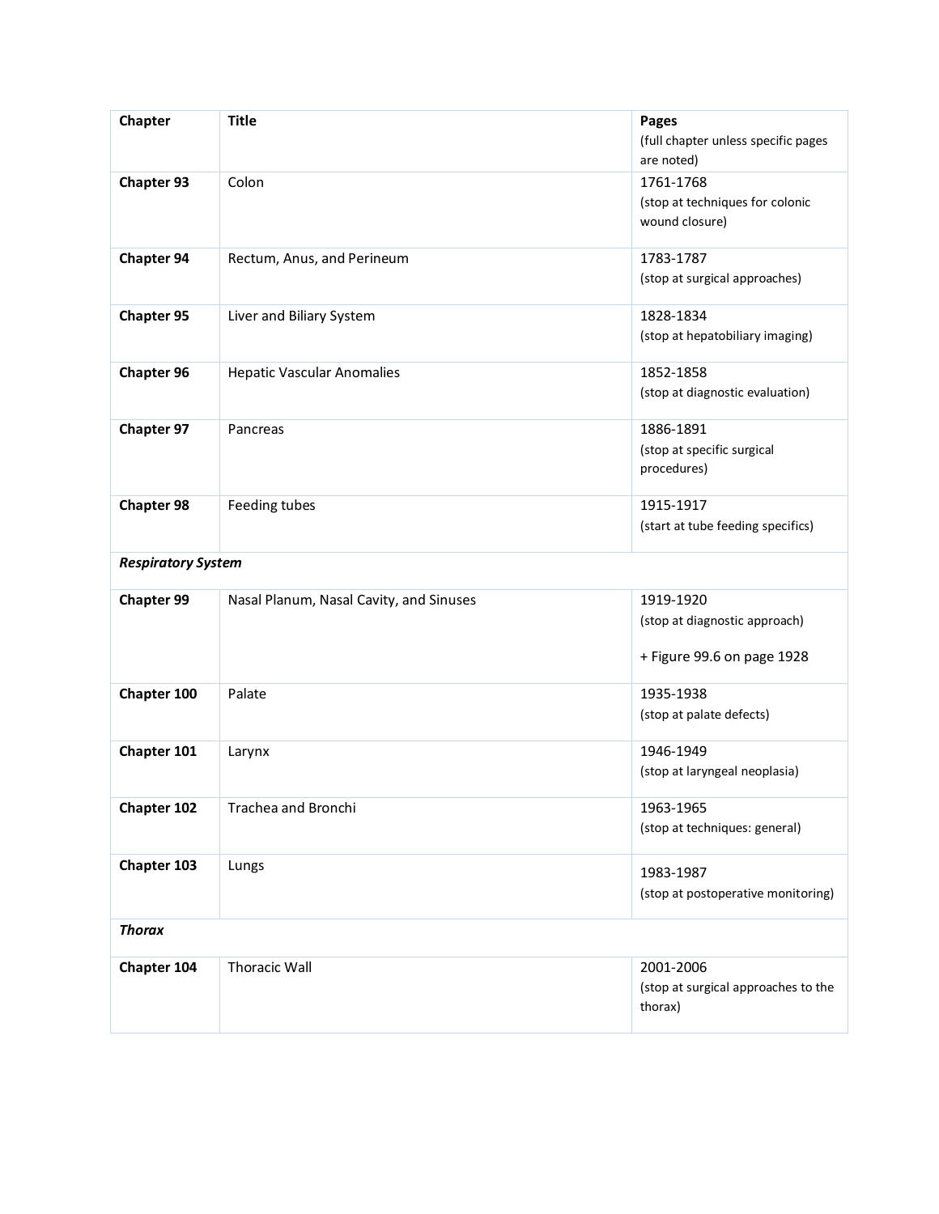| Chapter | Title | Pages (full chapter unless specific pages are noted) |
|---|---|---|
| **Chapter 93** | Colon | 1761-1768 (stop at techniques for colonic wound closure) |
| **Chapter 94** | Rectum, Anus, and Perineum | 1783-1787 (stop at surgical approaches) |
| **Chapter 95** | Liver and Biliary System | 1828-1834 (stop at hepatobiliary imaging) |
| **Chapter 96** | Hepatic Vascular Anomalies | 1852-1858 (stop at diagnostic evaluation) |
| **Chapter 97** | Pancreas | 1886-1891 (stop at specific surgical procedures) |
| **Chapter 98** | Feeding tubes | 1915-1917 (start at tube feeding specifics) |
| ***Respiratory System*** | | |
| **Chapter 99** | Nasal Planum, Nasal Cavity, and Sinuses | 1919-1920 (stop at diagnostic approach) + Figure 99.6 on page 1928 |
| **Chapter 100** | Palate | 1935-1938 (stop at palate defects) |
| **Chapter 101** | Larynx | 1946-1949 (stop at laryngeal neoplasia) |
| **Chapter 102** | Trachea and Bronchi | 1963-1965 (stop at techniques: general) |
| **Chapter 103** | Lungs | 1983-1987 (stop at postoperative monitoring) |
| ***Thorax*** | | |
| **Chapter 104** | Thoracic Wall | 2001-2006 (stop at surgical approaches to the thorax) |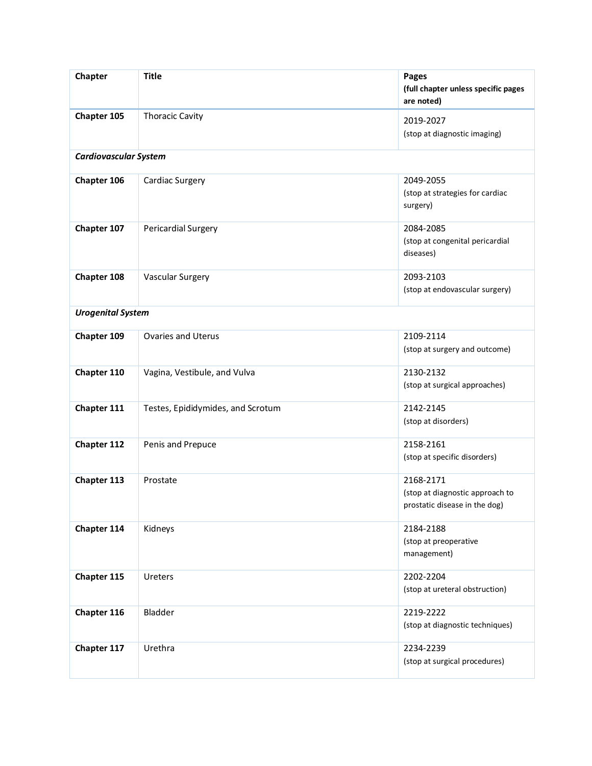| Chapter | Title | Pages (full chapter unless specific pages are noted) |
| --- | --- | --- |
| **Chapter 105** | Thoracic Cavity | 2019-2027 (stop at diagnostic imaging) |
| ***Cardiovascular System*** | | |
| **Chapter 106** | Cardiac Surgery | 2049-2055 (stop at strategies for cardiac surgery) |
| **Chapter 107** | Pericardial Surgery | 2084-2085 (stop at congenital pericardial diseases) |
| **Chapter 108** | Vascular Surgery | 2093-2103 (stop at endovascular surgery) |
| ***Urogenital System*** | | |
| **Chapter 109** | Ovaries and Uterus | 2109-2114 (stop at surgery and outcome) |
| **Chapter 110** | Vagina, Vestibule, and Vulva | 2130-2132 (stop at surgical approaches) |
| **Chapter 111** | Testes, Epididymides, and Scrotum | 2142-2145 (stop at disorders) |
| **Chapter 112** | Penis and Prepuce | 2158-2161 (stop at specific disorders) |
| **Chapter 113** | Prostate | 2168-2171 (stop at diagnostic approach to prostatic disease in the dog) |
| **Chapter 114** | Kidneys | 2184-2188 (stop at preoperative management) |
| **Chapter 115** | Ureters | 2202-2204 (stop at ureteral obstruction) |
| **Chapter 116** | Bladder | 2219-2222 (stop at diagnostic techniques) |
| **Chapter 117** | Urethra | 2234-2239 (stop at surgical procedures) |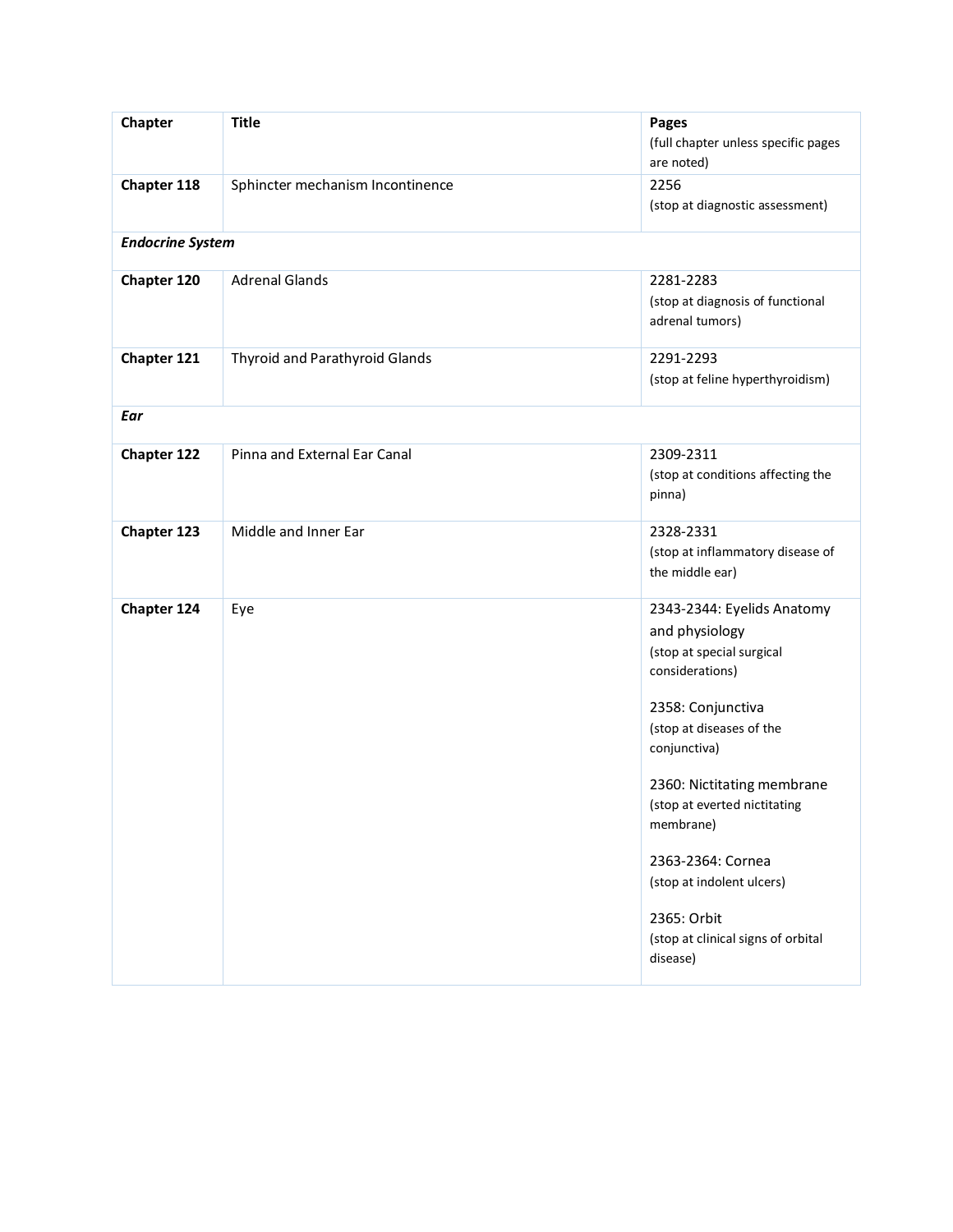| Chapter | Title | Pages (full chapter unless specific pages are noted) |
| --- | --- | --- |
| **Chapter 118** | Sphincter mechanism Incontinence | 2256 (stop at diagnostic assessment) |
| ***Endocrine System*** | | |
| **Chapter 120** | Adrenal Glands | 2281-2283 (stop at diagnosis of functional adrenal tumors) |
| **Chapter 121** | Thyroid and Parathyroid Glands | 2291-2293 (stop at feline hyperthyroidism) |
| ***Ear*** | | |
| **Chapter 122** | Pinna and External Ear Canal | 2309-2311 (stop at conditions affecting the pinna) |
| **Chapter 123** | Middle and Inner Ear | 2328-2331 (stop at inflammatory disease of the middle ear) |
| **Chapter 124** | Eye | 2343-2344: Eyelids Anatomy and physiology (stop at special surgical considerations)<br><br>2358: Conjunctiva (stop at diseases of the conjunctiva)<br><br>2360: Nictitating membrane (stop at everted nictitating membrane)<br><br>2363-2364: Cornea (stop at indolent ulcers)<br><br>2365: Orbit (stop at clinical signs of orbital disease) |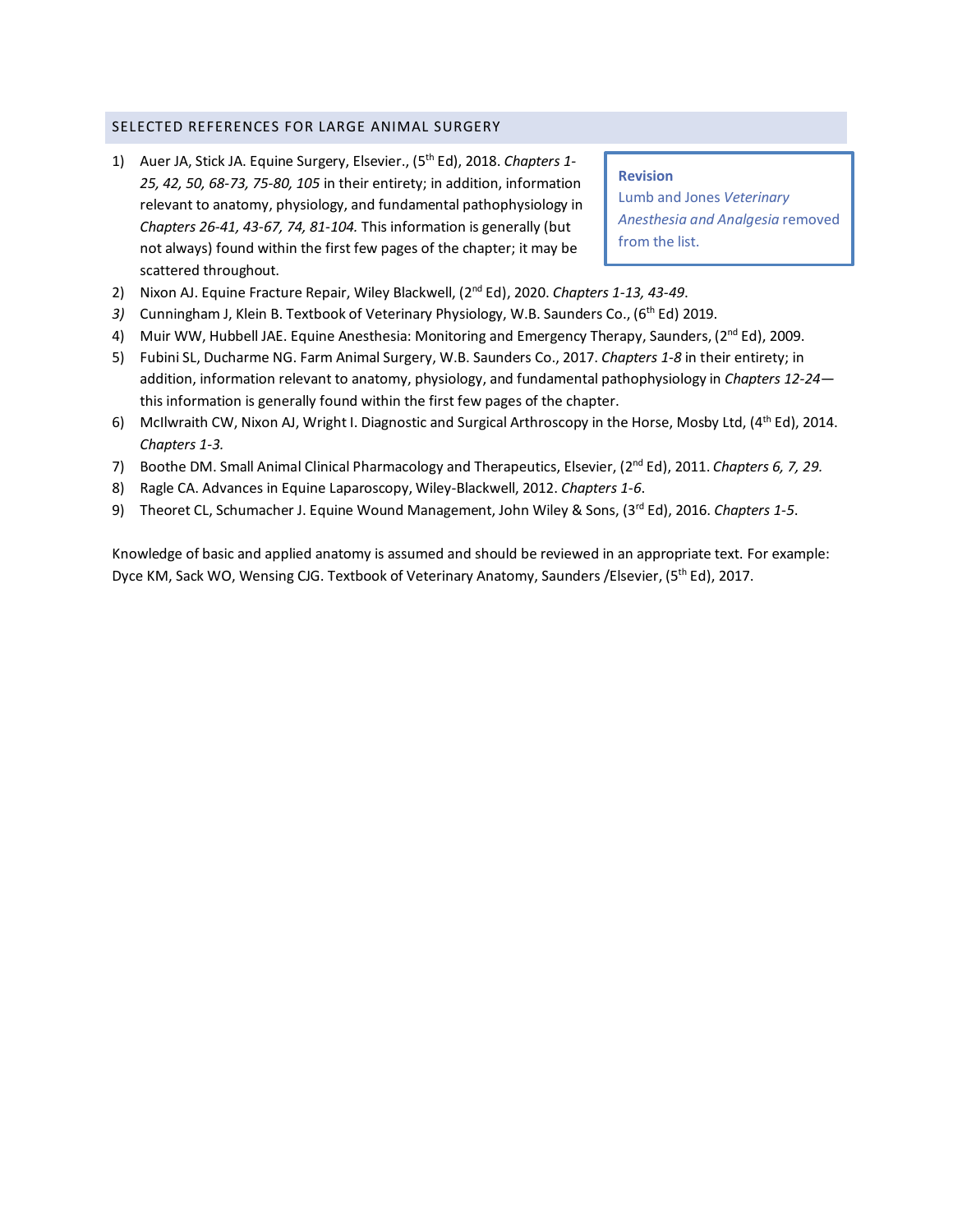## SELECTED REFERENCES FOR LARGE ANIMAL SURGERY

> **Revision**
> Lumb and Jones *Veterinary Anesthesia and Analgesia* removed from the list.

1) Auer JA, Stick JA. Equine Surgery, Elsevier., (5th Ed), 2018. *Chapters 1-25, 42, 50, 68-73, 75-80, 105* in their entirety; in addition, information relevant to anatomy, physiology, and fundamental pathophysiology in *Chapters 26-41, 43-67, 74, 81-104.* This information is generally (but not always) found within the first few pages of the chapter; it may be scattered throughout.
2) Nixon AJ. Equine Fracture Repair, Wiley Blackwell, (2nd Ed), 2020. *Chapters 1-13, 43-49*.
3) Cunningham J, Klein B. Textbook of Veterinary Physiology, W.B. Saunders Co., (6th Ed) 2019.
4) Muir WW, Hubbell JAE. Equine Anesthesia: Monitoring and Emergency Therapy, Saunders, (2nd Ed), 2009.
5) Fubini SL, Ducharme NG. Farm Animal Surgery, W.B. Saunders Co., 2017. *Chapters 1-8* in their entirety; in addition, information relevant to anatomy, physiology, and fundamental pathophysiology in *Chapters 12-24*—this information is generally found within the first few pages of the chapter.
6) McIlwraith CW, Nixon AJ, Wright I. Diagnostic and Surgical Arthroscopy in the Horse, Mosby Ltd, (4th Ed), 2014. *Chapters 1-3.*
7) Boothe DM. Small Animal Clinical Pharmacology and Therapeutics, Elsevier, (2nd Ed), 2011. *Chapters 6, 7, 29.*
8) Ragle CA. Advances in Equine Laparoscopy, Wiley-Blackwell, 2012. *Chapters 1-6*.
9) Theoret CL, Schumacher J. Equine Wound Management, John Wiley & Sons, (3rd Ed), 2016. *Chapters 1-5*.

Knowledge of basic and applied anatomy is assumed and should be reviewed in an appropriate text. For example: Dyce KM, Sack WO, Wensing CJG. Textbook of Veterinary Anatomy, Saunders /Elsevier, (5th Ed), 2017.